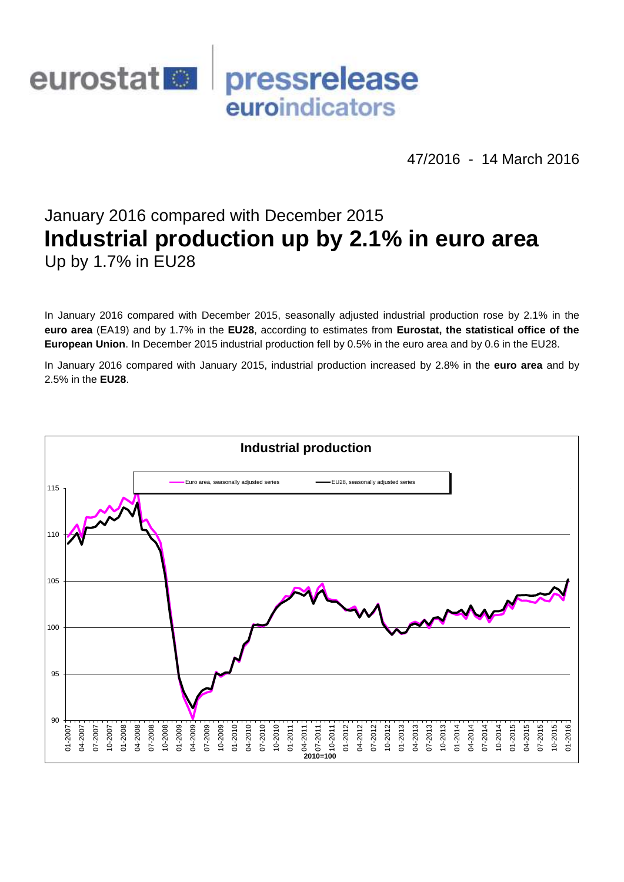eurostat pressrelease euroindicators

47/2016 - 14 March 2016

# January 2016 compared with December 2015
# **Industrial production up by 2.1% in euro area**
## Up by 1.7% in EU28

In January 2016 compared with December 2015, seasonally adjusted industrial production rose by 2.1% in the **euro area** (EA19) and by 1.7% in the **EU28**, according to estimates from **Eurostat, the statistical office of the European Union**. In December 2015 industrial production fell by 0.5% in the euro area and by 0.6 in the EU28.

In January 2016 compared with January 2015, industrial production increased by 2.8% in the **euro area** and by 2.5% in the **EU28**.

**Industrial production**

Euro area, seasonally adjusted series — EU28, seasonally adjusted series

2010=100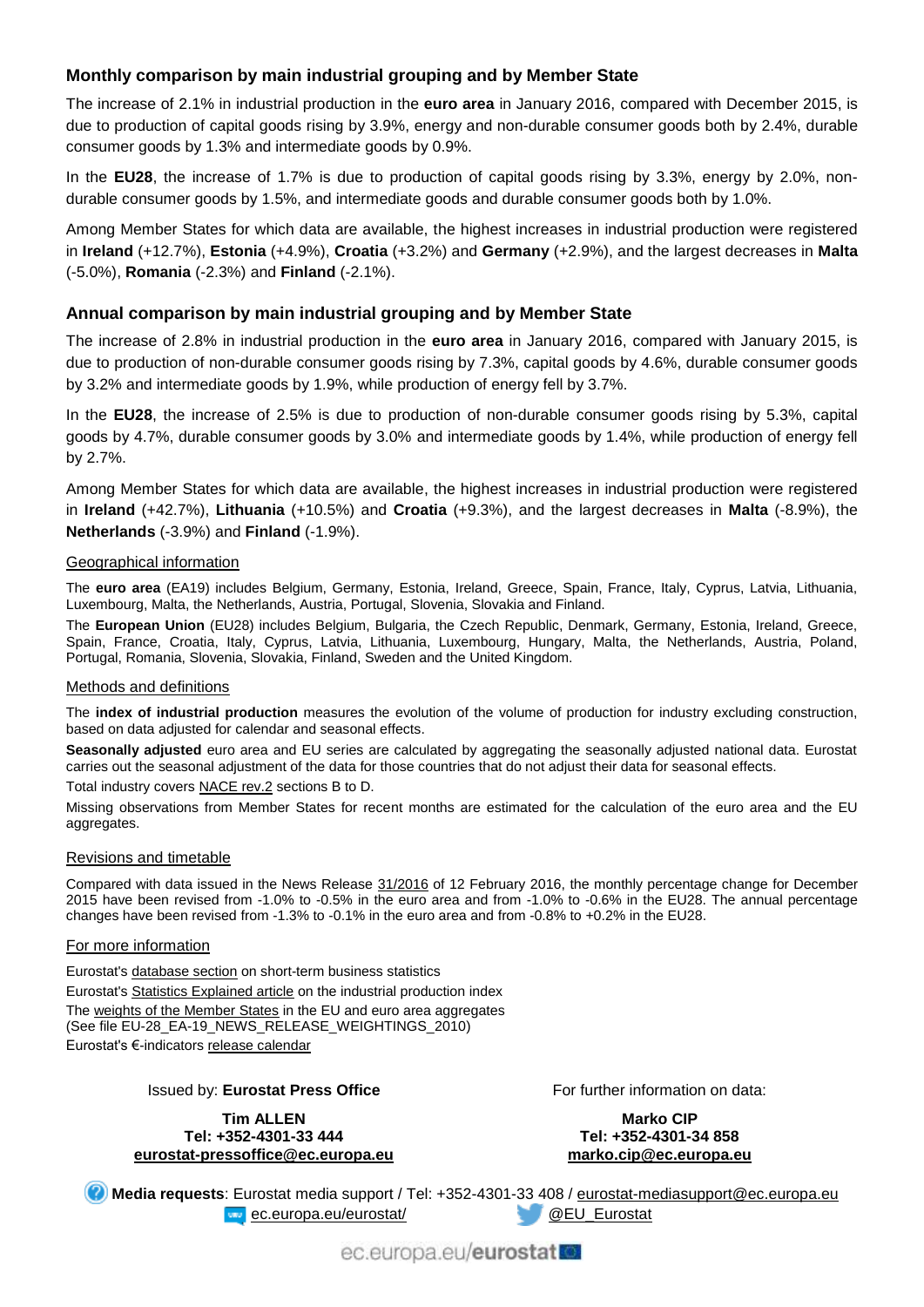## Monthly comparison by main industrial grouping and by Member State

The increase of 2.1% in industrial production in the **euro area** in January 2016, compared with December 2015, is due to production of capital goods rising by 3.9%, energy and non-durable consumer goods both by 2.4%, durable consumer goods by 1.3% and intermediate goods by 0.9%.

In the **EU28**, the increase of 1.7% is due to production of capital goods rising by 3.3%, energy by 2.0%, non-durable consumer goods by 1.5%, and intermediate goods and durable consumer goods both by 1.0%.

Among Member States for which data are available, the highest increases in industrial production were registered in **Ireland** (+12.7%), **Estonia** (+4.9%), **Croatia** (+3.2%) and **Germany** (+2.9%), and the largest decreases in **Malta** (-5.0%), **Romania** (-2.3%) and **Finland** (-2.1%).

## Annual comparison by main industrial grouping and by Member State

The increase of 2.8% in industrial production in the **euro area** in January 2016, compared with January 2015, is due to production of non-durable consumer goods rising by 7.3%, capital goods by 4.6%, durable consumer goods by 3.2% and intermediate goods by 1.9%, while production of energy fell by 3.7%.

In the **EU28**, the increase of 2.5% is due to production of non-durable consumer goods rising by 5.3%, capital goods by 4.7%, durable consumer goods by 3.0% and intermediate goods by 1.4%, while production of energy fell by 2.7%.

Among Member States for which data are available, the highest increases in industrial production were registered in **Ireland** (+42.7%), **Lithuania** (+10.5%) and **Croatia** (+9.3%), and the largest decreases in **Malta** (-8.9%), the **Netherlands** (-3.9%) and **Finland** (-1.9%).

### Geographical information

The **euro area** (EA19) includes Belgium, Germany, Estonia, Ireland, Greece, Spain, France, Italy, Cyprus, Latvia, Lithuania, Luxembourg, Malta, the Netherlands, Austria, Portugal, Slovenia, Slovakia and Finland.

The **European Union** (EU28) includes Belgium, Bulgaria, the Czech Republic, Denmark, Germany, Estonia, Ireland, Greece, Spain, France, Croatia, Italy, Cyprus, Latvia, Lithuania, Luxembourg, Hungary, Malta, the Netherlands, Austria, Poland, Portugal, Romania, Slovenia, Slovakia, Finland, Sweden and the United Kingdom.

### Methods and definitions

The **index of industrial production** measures the evolution of the volume of production for industry excluding construction, based on data adjusted for calendar and seasonal effects.

**Seasonally adjusted** euro area and EU series are calculated by aggregating the seasonally adjusted national data. Eurostat carries out the seasonal adjustment of the data for those countries that do not adjust their data for seasonal effects.

Total industry covers NACE rev.2 sections B to D.

Missing observations from Member States for recent months are estimated for the calculation of the euro area and the EU aggregates.

### Revisions and timetable

Compared with data issued in the News Release 31/2016 of 12 February 2016, the monthly percentage change for December 2015 have been revised from -1.0% to -0.5% in the euro area and from -1.0% to -0.6% in the EU28. The annual percentage changes have been revised from -1.3% to -0.1% in the euro area and from -0.8% to +0.2% in the EU28.

### For more information

Eurostat's database section on short-term business statistics

Eurostat's Statistics Explained article on the industrial production index

The weights of the Member States in the EU and euro area aggregates
(See file EU-28_EA-19_NEWS_RELEASE_WEIGHTINGS_2010)

Eurostat's €-indicators release calendar

Issued by: **Eurostat Press Office**

**Tim ALLEN**
**Tel: +352-4301-33 444**
**eurostat-pressoffice@ec.europa.eu**

For further information on data:

**Marko CIP**
**Tel: +352-4301-34 858**
**marko.cip@ec.europa.eu**

**Media requests**: Eurostat media support / Tel: +352-4301-33 408 / eurostat-mediasupport@ec.europa.eu

ec.europa.eu/eurostat/ @EU_Eurostat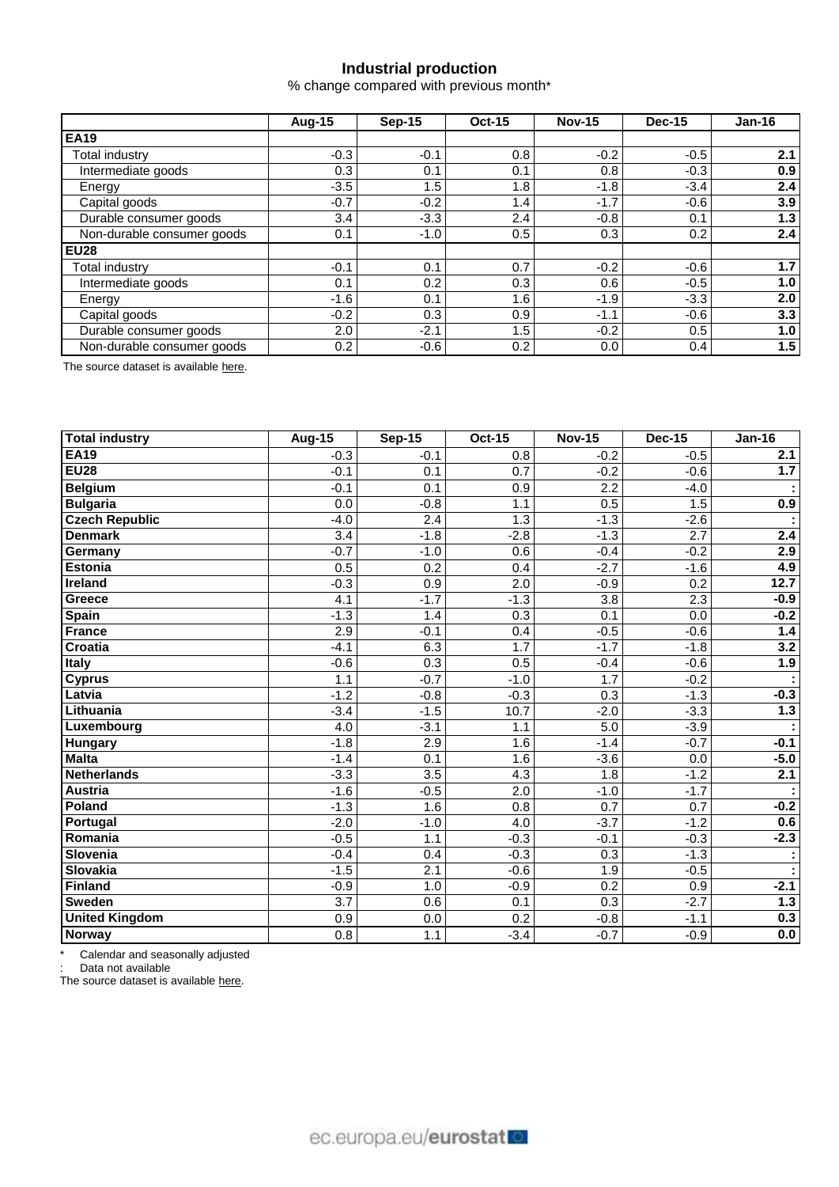## Industrial production

% change compared with previous month*

| | Aug-15 | Sep-15 | Oct-15 | Nov-15 | Dec-15 | Jan-16 |
|---|---|---|---|---|---|---|
| **EA19** | | | | | | |
| Total industry | -0.3 | -0.1 | 0.8 | -0.2 | -0.5 | **2.1** |
| Intermediate goods | 0.3 | 0.1 | 0.1 | 0.8 | -0.3 | **0.9** |
| Energy | -3.5 | 1.5 | 1.8 | -1.8 | -3.4 | **2.4** |
| Capital goods | -0.7 | -0.2 | 1.4 | -1.7 | -0.6 | **3.9** |
| Durable consumer goods | 3.4 | -3.3 | 2.4 | -0.8 | 0.1 | **1.3** |
| Non-durable consumer goods | 0.1 | -1.0 | 0.5 | 0.3 | 0.2 | **2.4** |
| **EU28** | | | | | | |
| Total industry | -0.1 | 0.1 | 0.7 | -0.2 | -0.6 | **1.7** |
| Intermediate goods | 0.1 | 0.2 | 0.3 | 0.6 | -0.5 | **1.0** |
| Energy | -1.6 | 0.1 | 1.6 | -1.9 | -3.3 | **2.0** |
| Capital goods | -0.2 | 0.3 | 0.9 | -1.1 | -0.6 | **3.3** |
| Durable consumer goods | 2.0 | -2.1 | 1.5 | -0.2 | 0.5 | **1.0** |
| Non-durable consumer goods | 0.2 | -0.6 | 0.2 | 0.0 | 0.4 | **1.5** |

The source dataset is available here.

| Total industry | Aug-15 | Sep-15 | Oct-15 | Nov-15 | Dec-15 | Jan-16 |
|---|---|---|---|---|---|---|
| **EA19** | -0.3 | -0.1 | 0.8 | -0.2 | -0.5 | **2.1** |
| **EU28** | -0.1 | 0.1 | 0.7 | -0.2 | -0.6 | **1.7** |
| **Belgium** | -0.1 | 0.1 | 0.9 | 2.2 | -4.0 | **:** |
| **Bulgaria** | 0.0 | -0.8 | 1.1 | 0.5 | 1.5 | **0.9** |
| **Czech Republic** | -4.0 | 2.4 | 1.3 | -1.3 | -2.6 | **:** |
| **Denmark** | 3.4 | -1.8 | -2.8 | -1.3 | 2.7 | **2.4** |
| **Germany** | -0.7 | -1.0 | 0.6 | -0.4 | -0.2 | **2.9** |
| **Estonia** | 0.5 | 0.2 | 0.4 | -2.7 | -1.6 | **4.9** |
| **Ireland** | -0.3 | 0.9 | 2.0 | -0.9 | 0.2 | **12.7** |
| **Greece** | 4.1 | -1.7 | -1.3 | 3.8 | 2.3 | **-0.9** |
| **Spain** | -1.3 | 1.4 | 0.3 | 0.1 | 0.0 | **-0.2** |
| **France** | 2.9 | -0.1 | 0.4 | -0.5 | -0.6 | **1.4** |
| **Croatia** | -4.1 | 6.3 | 1.7 | -1.7 | -1.8 | **3.2** |
| **Italy** | -0.6 | 0.3 | 0.5 | -0.4 | -0.6 | **1.9** |
| **Cyprus** | 1.1 | -0.7 | -1.0 | 1.7 | -0.2 | **:** |
| **Latvia** | -1.2 | -0.8 | -0.3 | 0.3 | -1.3 | **-0.3** |
| **Lithuania** | -3.4 | -1.5 | 10.7 | -2.0 | -3.3 | **1.3** |
| **Luxembourg** | 4.0 | -3.1 | 1.1 | 5.0 | -3.9 | **:** |
| **Hungary** | -1.8 | 2.9 | 1.6 | -1.4 | -0.7 | **-0.1** |
| **Malta** | -1.4 | 0.1 | 1.6 | -3.6 | 0.0 | **-5.0** |
| **Netherlands** | -3.3 | 3.5 | 4.3 | 1.8 | -1.2 | **2.1** |
| **Austria** | -1.6 | -0.5 | 2.0 | -1.0 | -1.7 | **:** |
| **Poland** | -1.3 | 1.6 | 0.8 | 0.7 | 0.7 | **-0.2** |
| **Portugal** | -2.0 | -1.0 | 4.0 | -3.7 | -1.2 | **0.6** |
| **Romania** | -0.5 | 1.1 | -0.3 | -0.1 | -0.3 | **-2.3** |
| **Slovenia** | -0.4 | 0.4 | -0.3 | 0.3 | -1.3 | **:** |
| **Slovakia** | -1.5 | 2.1 | -0.6 | 1.9 | -0.5 | **:** |
| **Finland** | -0.9 | 1.0 | -0.9 | 0.2 | 0.9 | **-2.1** |
| **Sweden** | 3.7 | 0.6 | 0.1 | 0.3 | -2.7 | **1.3** |
| **United Kingdom** | 0.9 | 0.0 | 0.2 | -0.8 | -1.1 | **0.3** |
| **Norway** | 0.8 | 1.1 | -3.4 | -0.7 | -0.9 | **0.0** |

\* Calendar and seasonally adjusted

: Data not available

The source dataset is available here.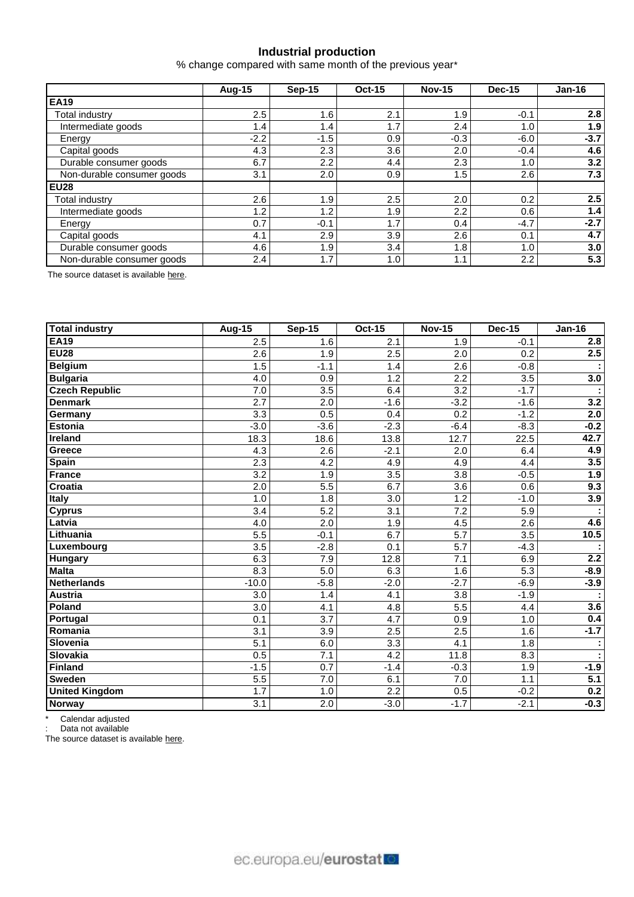## Industrial production

% change compared with same month of the previous year*

| | Aug-15 | Sep-15 | Oct-15 | Nov-15 | Dec-15 | Jan-16 |
|---|---|---|---|---|---|---|
| **EA19** | | | | | | |
| Total industry | 2.5 | 1.6 | 2.1 | 1.9 | -0.1 | **2.8** |
| Intermediate goods | 1.4 | 1.4 | 1.7 | 2.4 | 1.0 | **1.9** |
| Energy | -2.2 | -1.5 | 0.9 | -0.3 | -6.0 | **-3.7** |
| Capital goods | 4.3 | 2.3 | 3.6 | 2.0 | -0.4 | **4.6** |
| Durable consumer goods | 6.7 | 2.2 | 4.4 | 2.3 | 1.0 | **3.2** |
| Non-durable consumer goods | 3.1 | 2.0 | 0.9 | 1.5 | 2.6 | **7.3** |
| **EU28** | | | | | | |
| Total industry | 2.6 | 1.9 | 2.5 | 2.0 | 0.2 | **2.5** |
| Intermediate goods | 1.2 | 1.2 | 1.9 | 2.2 | 0.6 | **1.4** |
| Energy | 0.7 | -0.1 | 1.7 | 0.4 | -4.7 | **-2.7** |
| Capital goods | 4.1 | 2.9 | 3.9 | 2.6 | 0.1 | **4.7** |
| Durable consumer goods | 4.6 | 1.9 | 3.4 | 1.8 | 1.0 | **3.0** |
| Non-durable consumer goods | 2.4 | 1.7 | 1.0 | 1.1 | 2.2 | **5.3** |

The source dataset is available here.

| **Total industry** | Aug-15 | Sep-15 | Oct-15 | Nov-15 | Dec-15 | Jan-16 |
|---|---|---|---|---|---|---|
| **EA19** | 2.5 | 1.6 | 2.1 | 1.9 | -0.1 | **2.8** |
| **EU28** | 2.6 | 1.9 | 2.5 | 2.0 | 0.2 | **2.5** |
| **Belgium** | 1.5 | -1.1 | 1.4 | 2.6 | -0.8 | **:** |
| **Bulgaria** | 4.0 | 0.9 | 1.2 | 2.2 | 3.5 | **3.0** |
| **Czech Republic** | 7.0 | 3.5 | 6.4 | 3.2 | -1.7 | **:** |
| **Denmark** | 2.7 | 2.0 | -1.6 | -3.2 | -1.6 | **3.2** |
| **Germany** | 3.3 | 0.5 | 0.4 | 0.2 | -1.2 | **2.0** |
| **Estonia** | -3.0 | -3.6 | -2.3 | -6.4 | -8.3 | **-0.2** |
| **Ireland** | 18.3 | 18.6 | 13.8 | 12.7 | 22.5 | **42.7** |
| **Greece** | 4.3 | 2.6 | -2.1 | 2.0 | 6.4 | **4.9** |
| **Spain** | 2.3 | 4.2 | 4.9 | 4.9 | 4.4 | **3.5** |
| **France** | 3.2 | 1.9 | 3.5 | 3.8 | -0.5 | **1.9** |
| **Croatia** | 2.0 | 5.5 | 6.7 | 3.6 | 0.6 | **9.3** |
| **Italy** | 1.0 | 1.8 | 3.0 | 1.2 | -1.0 | **3.9** |
| **Cyprus** | 3.4 | 5.2 | 3.1 | 7.2 | 5.9 | **:** |
| **Latvia** | 4.0 | 2.0 | 1.9 | 4.5 | 2.6 | **4.6** |
| **Lithuania** | 5.5 | -0.1 | 6.7 | 5.7 | 3.5 | **10.5** |
| **Luxembourg** | 3.5 | -2.8 | 0.1 | 5.7 | -4.3 | **:** |
| **Hungary** | 6.3 | 7.9 | 12.8 | 7.1 | 6.9 | **2.2** |
| **Malta** | 8.3 | 5.0 | 6.3 | 1.6 | 5.3 | **-8.9** |
| **Netherlands** | -10.0 | -5.8 | -2.0 | -2.7 | -6.9 | **-3.9** |
| **Austria** | 3.0 | 1.4 | 4.1 | 3.8 | -1.9 | **:** |
| **Poland** | 3.0 | 4.1 | 4.8 | 5.5 | 4.4 | **3.6** |
| **Portugal** | 0.1 | 3.7 | 4.7 | 0.9 | 1.0 | **0.4** |
| **Romania** | 3.1 | 3.9 | 2.5 | 2.5 | 1.6 | **-1.7** |
| **Slovenia** | 5.1 | 6.0 | 3.3 | 4.1 | 1.8 | **:** |
| **Slovakia** | 0.5 | 7.1 | 4.2 | 11.8 | 8.3 | **:** |
| **Finland** | -1.5 | 0.7 | -1.4 | -0.3 | 1.9 | **-1.9** |
| **Sweden** | 5.5 | 7.0 | 6.1 | 7.0 | 1.1 | **5.1** |
| **United Kingdom** | 1.7 | 1.0 | 2.2 | 0.5 | -0.2 | **0.2** |
| **Norway** | 3.1 | 2.0 | -3.0 | -1.7 | -2.1 | **-0.3** |

\* Calendar adjusted

: Data not available

The source dataset is available here.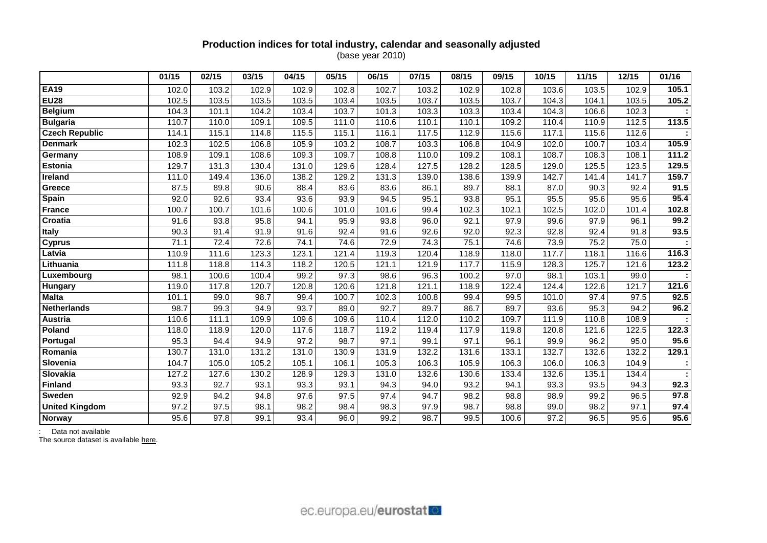**Production indices for total industry, calendar and seasonally adjusted**
(base year 2010)

| | 01/15 | 02/15 | 03/15 | 04/15 | 05/15 | 06/15 | 07/15 | 08/15 | 09/15 | 10/15 | 11/15 | 12/15 | 01/16 |
|---|---|---|---|---|---|---|---|---|---|---|---|---|---|
| **EA19** | 102.0 | 103.2 | 102.9 | 102.9 | 102.8 | 102.7 | 103.2 | 102.9 | 102.8 | 103.6 | 103.5 | 102.9 | **105.1** |
| **EU28** | 102.5 | 103.5 | 103.5 | 103.5 | 103.4 | 103.5 | 103.7 | 103.5 | 103.7 | 104.3 | 104.1 | 103.5 | **105.2** |
| **Belgium** | 104.3 | 101.1 | 104.2 | 103.4 | 103.7 | 101.3 | 103.3 | 103.3 | 103.4 | 104.3 | 106.6 | 102.3 | **:** |
| **Bulgaria** | 110.7 | 110.0 | 109.1 | 109.5 | 111.0 | 110.6 | 110.1 | 110.1 | 109.2 | 110.4 | 110.9 | 112.5 | **113.5** |
| **Czech Republic** | 114.1 | 115.1 | 114.8 | 115.5 | 115.1 | 116.1 | 117.5 | 112.9 | 115.6 | 117.1 | 115.6 | 112.6 | **:** |
| **Denmark** | 102.3 | 102.5 | 106.8 | 105.9 | 103.2 | 108.7 | 103.3 | 106.8 | 104.9 | 102.0 | 100.7 | 103.4 | **105.9** |
| **Germany** | 108.9 | 109.1 | 108.6 | 109.3 | 109.7 | 108.8 | 110.0 | 109.2 | 108.1 | 108.7 | 108.3 | 108.1 | **111.2** |
| **Estonia** | 129.7 | 131.3 | 130.4 | 131.0 | 129.6 | 128.4 | 127.5 | 128.2 | 128.5 | 129.0 | 125.5 | 123.5 | **129.5** |
| **Ireland** | 111.0 | 149.4 | 136.0 | 138.2 | 129.2 | 131.3 | 139.0 | 138.6 | 139.9 | 142.7 | 141.4 | 141.7 | **159.7** |
| **Greece** | 87.5 | 89.8 | 90.6 | 88.4 | 83.6 | 83.6 | 86.1 | 89.7 | 88.1 | 87.0 | 90.3 | 92.4 | **91.5** |
| **Spain** | 92.0 | 92.6 | 93.4 | 93.6 | 93.9 | 94.5 | 95.1 | 93.8 | 95.1 | 95.5 | 95.6 | 95.6 | **95.4** |
| **France** | 100.7 | 100.7 | 101.6 | 100.6 | 101.0 | 101.6 | 99.4 | 102.3 | 102.1 | 102.5 | 102.0 | 101.4 | **102.8** |
| **Croatia** | 91.6 | 93.8 | 95.8 | 94.1 | 95.9 | 93.8 | 96.0 | 92.1 | 97.9 | 99.6 | 97.9 | 96.1 | **99.2** |
| **Italy** | 90.3 | 91.4 | 91.9 | 91.6 | 92.4 | 91.6 | 92.6 | 92.0 | 92.3 | 92.8 | 92.4 | 91.8 | **93.5** |
| **Cyprus** | 71.1 | 72.4 | 72.6 | 74.1 | 74.6 | 72.9 | 74.3 | 75.1 | 74.6 | 73.9 | 75.2 | 75.0 | **:** |
| **Latvia** | 110.9 | 111.6 | 123.3 | 123.1 | 121.4 | 119.3 | 120.4 | 118.9 | 118.0 | 117.7 | 118.1 | 116.6 | **116.3** |
| **Lithuania** | 111.8 | 118.8 | 114.3 | 118.2 | 120.5 | 121.1 | 121.9 | 117.7 | 115.9 | 128.3 | 125.7 | 121.6 | **123.2** |
| **Luxembourg** | 98.1 | 100.6 | 100.4 | 99.2 | 97.3 | 98.6 | 96.3 | 100.2 | 97.0 | 98.1 | 103.1 | 99.0 | **:** |
| **Hungary** | 119.0 | 117.8 | 120.7 | 120.8 | 120.6 | 121.8 | 121.1 | 118.9 | 122.4 | 124.4 | 122.6 | 121.7 | **121.6** |
| **Malta** | 101.1 | 99.0 | 98.7 | 99.4 | 100.7 | 102.3 | 100.8 | 99.4 | 99.5 | 101.0 | 97.4 | 97.5 | **92.5** |
| **Netherlands** | 98.7 | 99.3 | 94.9 | 93.7 | 89.0 | 92.7 | 89.7 | 86.7 | 89.7 | 93.6 | 95.3 | 94.2 | **96.2** |
| **Austria** | 110.6 | 111.1 | 109.9 | 109.6 | 109.6 | 110.4 | 112.0 | 110.2 | 109.7 | 111.9 | 110.8 | 108.9 | **:** |
| **Poland** | 118.0 | 118.9 | 120.0 | 117.6 | 118.7 | 119.2 | 119.4 | 117.9 | 119.8 | 120.8 | 121.6 | 122.5 | **122.3** |
| **Portugal** | 95.3 | 94.4 | 94.9 | 97.2 | 98.7 | 97.1 | 99.1 | 97.1 | 96.1 | 99.9 | 96.2 | 95.0 | **95.6** |
| **Romania** | 130.7 | 131.0 | 131.2 | 131.0 | 130.9 | 131.9 | 132.2 | 131.6 | 133.1 | 132.7 | 132.6 | 132.2 | **129.1** |
| **Slovenia** | 104.7 | 105.0 | 105.2 | 105.1 | 106.1 | 105.3 | 106.3 | 105.9 | 106.3 | 106.0 | 106.3 | 104.9 | **:** |
| **Slovakia** | 127.2 | 127.6 | 130.2 | 128.9 | 129.3 | 131.0 | 132.6 | 130.6 | 133.4 | 132.6 | 135.1 | 134.4 | **:** |
| **Finland** | 93.3 | 92.7 | 93.1 | 93.3 | 93.1 | 94.3 | 94.0 | 93.2 | 94.1 | 93.3 | 93.5 | 94.3 | **92.3** |
| **Sweden** | 92.9 | 94.2 | 94.8 | 97.6 | 97.5 | 97.4 | 94.7 | 98.2 | 98.8 | 98.9 | 99.2 | 96.5 | **97.8** |
| **United Kingdom** | 97.2 | 97.5 | 98.1 | 98.2 | 98.4 | 98.3 | 97.9 | 98.7 | 98.8 | 99.0 | 98.2 | 97.1 | **97.4** |
| **Norway** | 95.6 | 97.8 | 99.1 | 93.4 | 96.0 | 99.2 | 98.7 | 99.5 | 100.6 | 97.2 | 96.5 | 95.6 | **95.6** |

: Data not available
The source dataset is available here.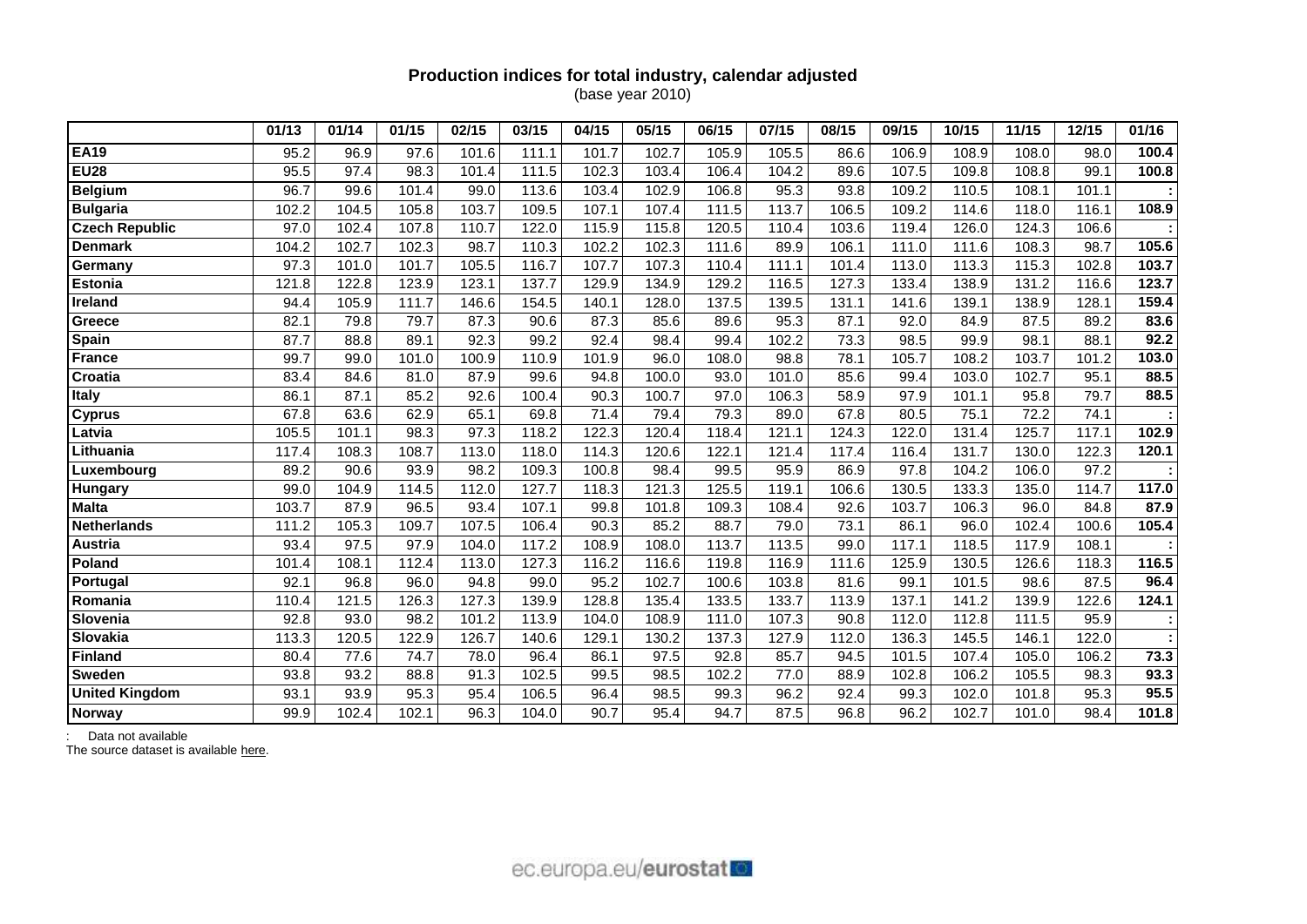**Production indices for total industry, calendar adjusted**
(base year 2010)

| | 01/13 | 01/14 | 01/15 | 02/15 | 03/15 | 04/15 | 05/15 | 06/15 | 07/15 | 08/15 | 09/15 | 10/15 | 11/15 | 12/15 | 01/16 |
|---|---|---|---|---|---|---|---|---|---|---|---|---|---|---|---|
| **EA19** | 95.2 | 96.9 | 97.6 | 101.6 | 111.1 | 101.7 | 102.7 | 105.9 | 105.5 | 86.6 | 106.9 | 108.9 | 108.0 | 98.0 | **100.4** |
| **EU28** | 95.5 | 97.4 | 98.3 | 101.4 | 111.5 | 102.3 | 103.4 | 106.4 | 104.2 | 89.6 | 107.5 | 109.8 | 108.8 | 99.1 | **100.8** |
| **Belgium** | 96.7 | 99.6 | 101.4 | 99.0 | 113.6 | 103.4 | 102.9 | 106.8 | 95.3 | 93.8 | 109.2 | 110.5 | 108.1 | 101.1 | **:** |
| **Bulgaria** | 102.2 | 104.5 | 105.8 | 103.7 | 109.5 | 107.1 | 107.4 | 111.5 | 113.7 | 106.5 | 109.2 | 114.6 | 118.0 | 116.1 | **108.9** |
| **Czech Republic** | 97.0 | 102.4 | 107.8 | 110.7 | 122.0 | 115.9 | 115.8 | 120.5 | 110.4 | 103.6 | 119.4 | 126.0 | 124.3 | 106.6 | **:** |
| **Denmark** | 104.2 | 102.7 | 102.3 | 98.7 | 110.3 | 102.2 | 102.3 | 111.6 | 89.9 | 106.1 | 111.0 | 111.6 | 108.3 | 98.7 | **105.6** |
| **Germany** | 97.3 | 101.0 | 101.7 | 105.5 | 116.7 | 107.7 | 107.3 | 110.4 | 111.1 | 101.4 | 113.0 | 113.3 | 115.3 | 102.8 | **103.7** |
| **Estonia** | 121.8 | 122.8 | 123.9 | 123.1 | 137.7 | 129.9 | 134.9 | 129.2 | 116.5 | 127.3 | 133.4 | 138.9 | 131.2 | 116.6 | **123.7** |
| **Ireland** | 94.4 | 105.9 | 111.7 | 146.6 | 154.5 | 140.1 | 128.0 | 137.5 | 139.5 | 131.1 | 141.6 | 139.1 | 138.9 | 128.1 | **159.4** |
| **Greece** | 82.1 | 79.8 | 79.7 | 87.3 | 90.6 | 87.3 | 85.6 | 89.6 | 95.3 | 87.1 | 92.0 | 84.9 | 87.5 | 89.2 | **83.6** |
| **Spain** | 87.7 | 88.8 | 89.1 | 92.3 | 99.2 | 92.4 | 98.4 | 99.4 | 102.2 | 73.3 | 98.5 | 99.9 | 98.1 | 88.1 | **92.2** |
| **France** | 99.7 | 99.0 | 101.0 | 100.9 | 110.9 | 101.9 | 96.0 | 108.0 | 98.8 | 78.1 | 105.7 | 108.2 | 103.7 | 101.2 | **103.0** |
| **Croatia** | 83.4 | 84.6 | 81.0 | 87.9 | 99.6 | 94.8 | 100.0 | 93.0 | 101.0 | 85.6 | 99.4 | 103.0 | 102.7 | 95.1 | **88.5** |
| **Italy** | 86.1 | 87.1 | 85.2 | 92.6 | 100.4 | 90.3 | 100.7 | 97.0 | 106.3 | 58.9 | 97.9 | 101.1 | 95.8 | 79.7 | **88.5** |
| **Cyprus** | 67.8 | 63.6 | 62.9 | 65.1 | 69.8 | 71.4 | 79.4 | 79.3 | 89.0 | 67.8 | 80.5 | 75.1 | 72.2 | 74.1 | **:** |
| **Latvia** | 105.5 | 101.1 | 98.3 | 97.3 | 118.2 | 122.3 | 120.4 | 118.4 | 121.1 | 124.3 | 122.0 | 131.4 | 125.7 | 117.1 | **102.9** |
| **Lithuania** | 117.4 | 108.3 | 108.7 | 113.0 | 118.0 | 114.3 | 120.6 | 122.1 | 121.4 | 117.4 | 116.4 | 131.7 | 130.0 | 122.3 | **120.1** |
| **Luxembourg** | 89.2 | 90.6 | 93.9 | 98.2 | 109.3 | 100.8 | 98.4 | 99.5 | 95.9 | 86.9 | 97.8 | 104.2 | 106.0 | 97.2 | **:** |
| **Hungary** | 99.0 | 104.9 | 114.5 | 112.0 | 127.7 | 118.3 | 121.3 | 125.5 | 119.1 | 106.6 | 130.5 | 133.3 | 135.0 | 114.7 | **117.0** |
| **Malta** | 103.7 | 87.9 | 96.5 | 93.4 | 107.1 | 99.8 | 101.8 | 109.3 | 108.4 | 92.6 | 103.7 | 106.3 | 96.0 | 84.8 | **87.9** |
| **Netherlands** | 111.2 | 105.3 | 109.7 | 107.5 | 106.4 | 90.3 | 85.2 | 88.7 | 79.0 | 73.1 | 86.1 | 96.0 | 102.4 | 100.6 | **105.4** |
| **Austria** | 93.4 | 97.5 | 97.9 | 104.0 | 117.2 | 108.9 | 108.0 | 113.7 | 113.5 | 99.0 | 117.1 | 118.5 | 117.9 | 108.1 | **:** |
| **Poland** | 101.4 | 108.1 | 112.4 | 113.0 | 127.3 | 116.2 | 116.6 | 119.8 | 116.9 | 111.6 | 125.9 | 130.5 | 126.6 | 118.3 | **116.5** |
| **Portugal** | 92.1 | 96.8 | 96.0 | 94.8 | 99.0 | 95.2 | 102.7 | 100.6 | 103.8 | 81.6 | 99.1 | 101.5 | 98.6 | 87.5 | **96.4** |
| **Romania** | 110.4 | 121.5 | 126.3 | 127.3 | 139.9 | 128.8 | 135.4 | 133.5 | 133.7 | 113.9 | 137.1 | 141.2 | 139.9 | 122.6 | **124.1** |
| **Slovenia** | 92.8 | 93.0 | 98.2 | 101.2 | 113.9 | 104.0 | 108.9 | 111.0 | 107.3 | 90.8 | 112.0 | 112.8 | 111.5 | 95.9 | **:** |
| **Slovakia** | 113.3 | 120.5 | 122.9 | 126.7 | 140.6 | 129.1 | 130.2 | 137.3 | 127.9 | 112.0 | 136.3 | 145.5 | 146.1 | 122.0 | **:** |
| **Finland** | 80.4 | 77.6 | 74.7 | 78.0 | 96.4 | 86.1 | 97.5 | 92.8 | 85.7 | 94.5 | 101.5 | 107.4 | 105.0 | 106.2 | **73.3** |
| **Sweden** | 93.8 | 93.2 | 88.8 | 91.3 | 102.5 | 99.5 | 98.5 | 102.2 | 77.0 | 88.9 | 102.8 | 106.2 | 105.5 | 98.3 | **93.3** |
| **United Kingdom** | 93.1 | 93.9 | 95.3 | 95.4 | 106.5 | 96.4 | 98.5 | 99.3 | 96.2 | 92.4 | 99.3 | 102.0 | 101.8 | 95.3 | **95.5** |
| **Norway** | 99.9 | 102.4 | 102.1 | 96.3 | 104.0 | 90.7 | 95.4 | 94.7 | 87.5 | 96.8 | 96.2 | 102.7 | 101.0 | 98.4 | **101.8** |

: Data not available
The source dataset is available here.